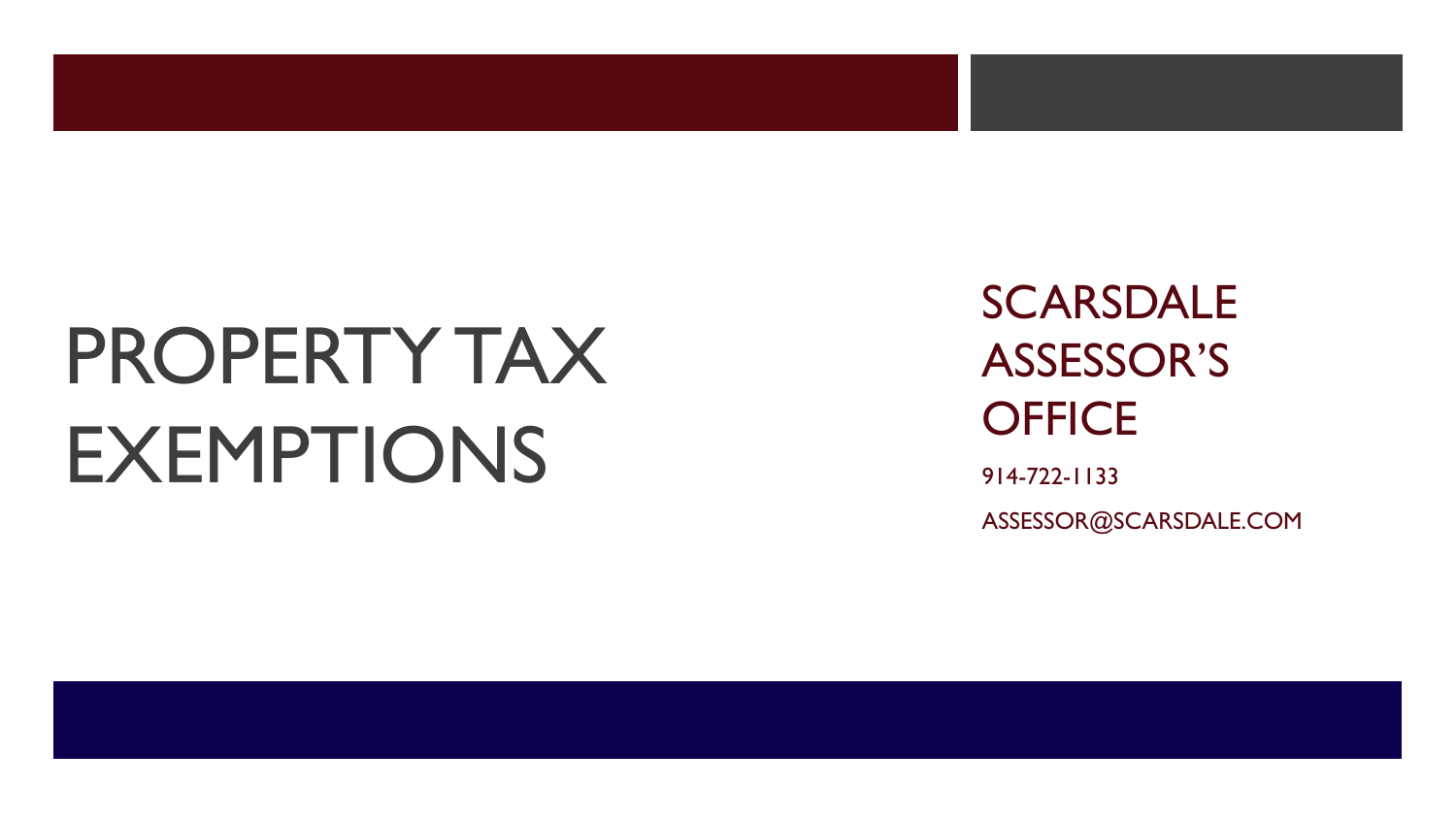# PROPERTY TAX EXEMPTIONS

## SCARSDALE ASSESSOR'S OFFICE

914-722-1133

ASSESSOR@SCARSDALE.COM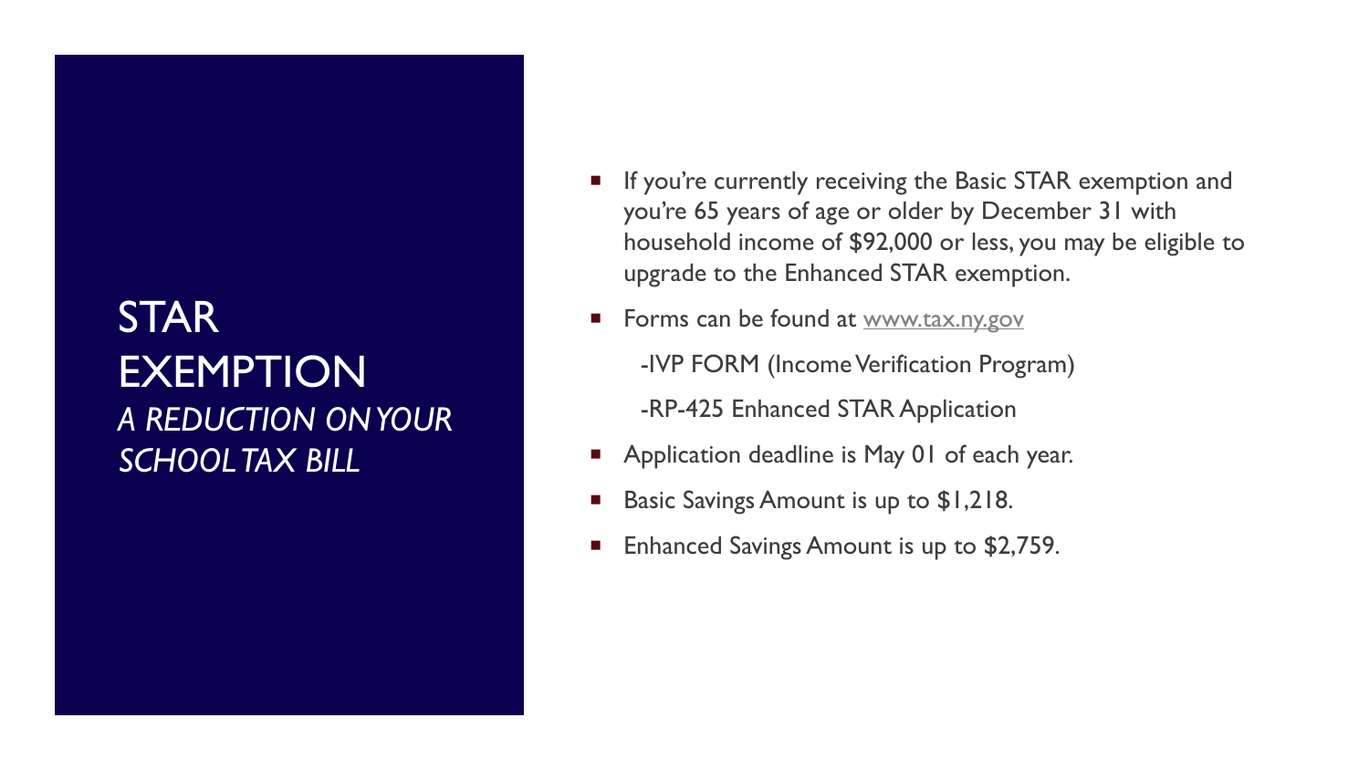# STAR EXEMPTION

*A REDUCTION ON YOUR SCHOOL TAX BILL*

- If you're currently receiving the Basic STAR exemption and you're 65 years of age or older by December 31 with household income of $92,000 or less, you may be eligible to upgrade to the Enhanced STAR exemption.
- Forms can be found at [www.tax.ny.gov](http://www.tax.ny.gov)

  -IVP FORM (Income Verification Program)

  -RP-425 Enhanced STAR Application
- Application deadline is May 01 of each year.
- Basic Savings Amount is up to $1,218.
- Enhanced Savings Amount is up to $2,759.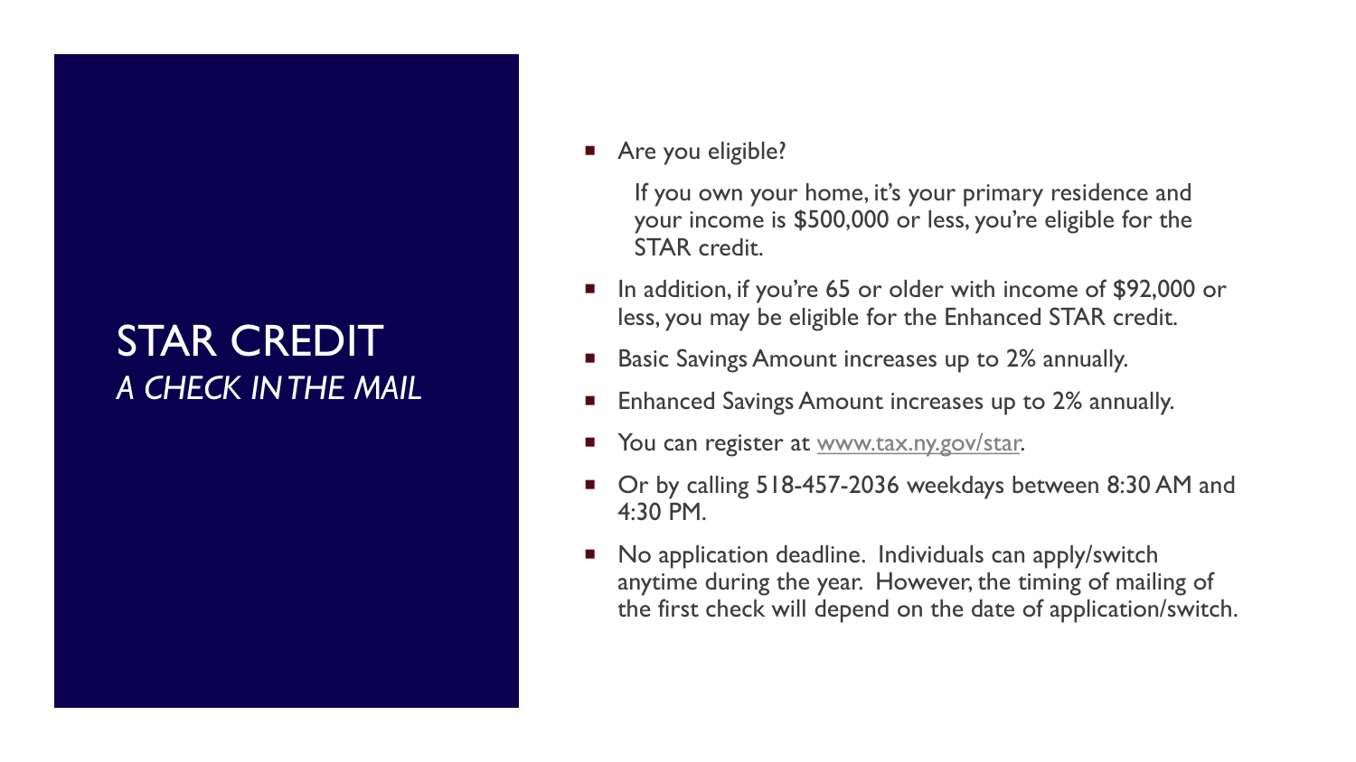# STAR CREDIT

## *A CHECK IN THE MAIL*

- Are you eligible?

  If you own your home, it's your primary residence and your income is $500,000 or less, you're eligible for the STAR credit.

- In addition, if you're 65 or older with income of $92,000 or less, you may be eligible for the Enhanced STAR credit.
- Basic Savings Amount increases up to 2% annually.
- Enhanced Savings Amount increases up to 2% annually.
- You can register at [www.tax.ny.gov/star](http://www.tax.ny.gov/star).
- Or by calling 518-457-2036 weekdays between 8:30 AM and 4:30 PM.
- No application deadline. Individuals can apply/switch anytime during the year. However, the timing of mailing of the first check will depend on the date of application/switch.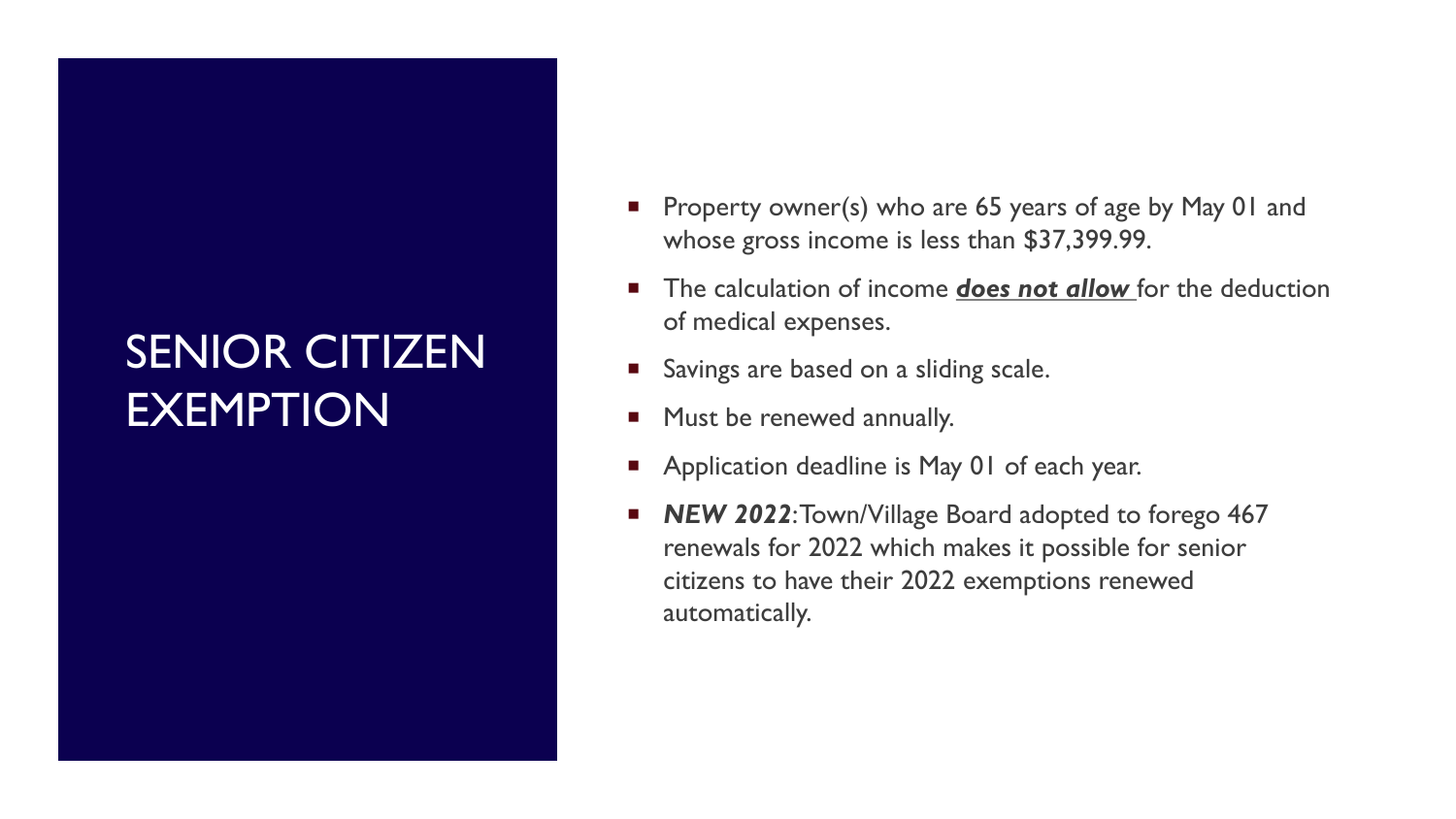# SENIOR CITIZEN EXEMPTION

- Property owner(s) who are 65 years of age by May 01 and whose gross income is less than $37,399.99.
- The calculation of income ***does not allow*** for the deduction of medical expenses.
- Savings are based on a sliding scale.
- Must be renewed annually.
- Application deadline is May 01 of each year.
- ***NEW 2022***: Town/Village Board adopted to forego 467 renewals for 2022 which makes it possible for senior citizens to have their 2022 exemptions renewed automatically.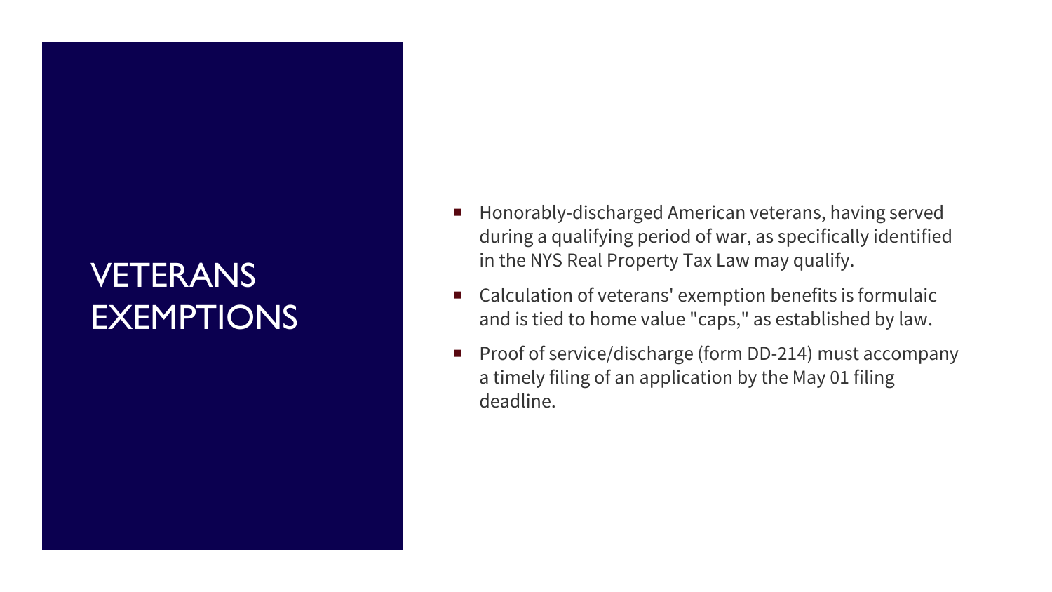# VETERANS EXEMPTIONS

- Honorably-discharged American veterans, having served during a qualifying period of war, as specifically identified in the NYS Real Property Tax Law may qualify.
- Calculation of veterans' exemption benefits is formulaic and is tied to home value "caps," as established by law.
- Proof of service/discharge (form DD-214) must accompany a timely filing of an application by the May 01 filing deadline.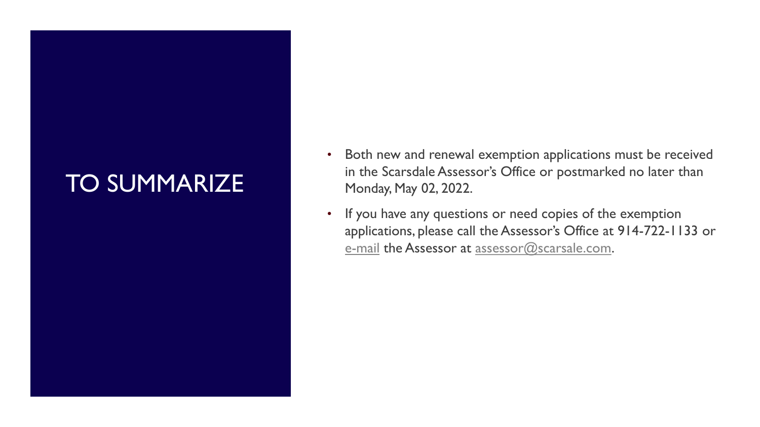# TO SUMMARIZE

- Both new and renewal exemption applications must be received in the Scarsdale Assessor's Office or postmarked no later than Monday, May 02, 2022.
- If you have any questions or need copies of the exemption applications, please call the Assessor's Office at 914-722-1133 or e-mail the Assessor at assessor@scarsale.com.